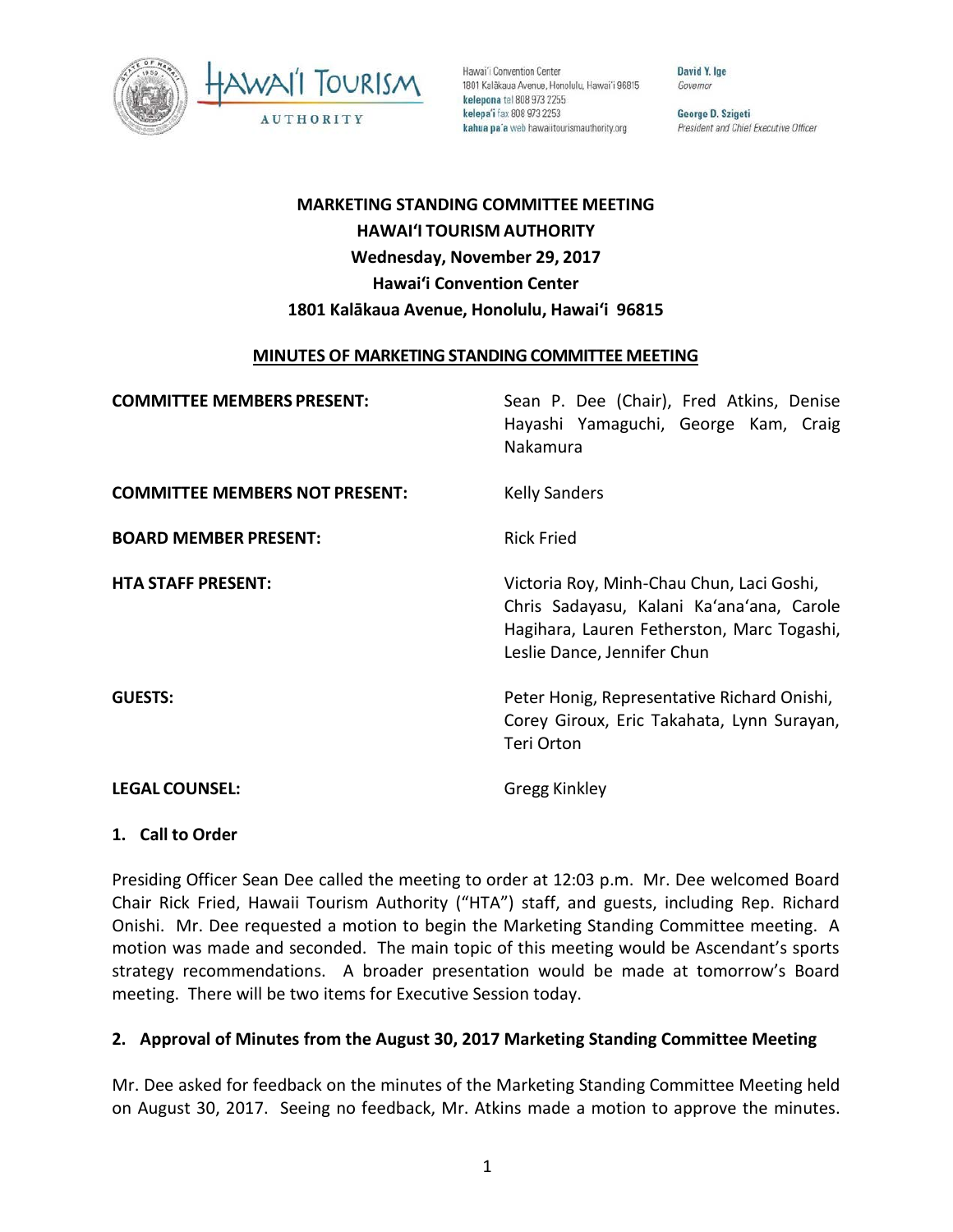Hawaiʻi Convention Center
1801 Kalākaua Avenue, Honolulu, Hawaiʻi 96815
**kelepona** tel 808 973 2255
**kelepaʻi** fax 808 973 2253
**kahua paʻa** web hawaiitourismauthority.org

**David Y. Ige**
*Governor*

**George D. Szigeti**
*President and Chief Executive Officer*

# MARKETING STANDING COMMITTEE MEETING
# HAWAIʻI TOURISM AUTHORITY
## Wednesday, November 29, 2017
## Hawaiʻi Convention Center
## 1801 Kalākaua Avenue, Honolulu, Hawaiʻi 96815

**MINUTES OF MARKETING STANDING COMMITTEE MEETING**

| | |
|---|---|
| **COMMITTEE MEMBERS PRESENT:** | Sean P. Dee (Chair), Fred Atkins, Denise Hayashi Yamaguchi, George Kam, Craig Nakamura |
| **COMMITTEE MEMBERS NOT PRESENT:** | Kelly Sanders |
| **BOARD MEMBER PRESENT:** | Rick Fried |
| **HTA STAFF PRESENT:** | Victoria Roy, Minh-Chau Chun, Laci Goshi, Chris Sadayasu, Kalani Kaʻanaʻana, Carole Hagihara, Lauren Fetherston, Marc Togashi, Leslie Dance, Jennifer Chun |
| **GUESTS:** | Peter Honig, Representative Richard Onishi, Corey Giroux, Eric Takahata, Lynn Surayan, Teri Orton |
| **LEGAL COUNSEL:** | Gregg Kinkley |

### 1. Call to Order

Presiding Officer Sean Dee called the meeting to order at 12:03 p.m. Mr. Dee welcomed Board Chair Rick Fried, Hawaii Tourism Authority ("HTA") staff, and guests, including Rep. Richard Onishi. Mr. Dee requested a motion to begin the Marketing Standing Committee meeting. A motion was made and seconded. The main topic of this meeting would be Ascendant's sports strategy recommendations. A broader presentation would be made at tomorrow's Board meeting. There will be two items for Executive Session today.

### 2. Approval of Minutes from the August 30, 2017 Marketing Standing Committee Meeting

Mr. Dee asked for feedback on the minutes of the Marketing Standing Committee Meeting held on August 30, 2017. Seeing no feedback, Mr. Atkins made a motion to approve the minutes.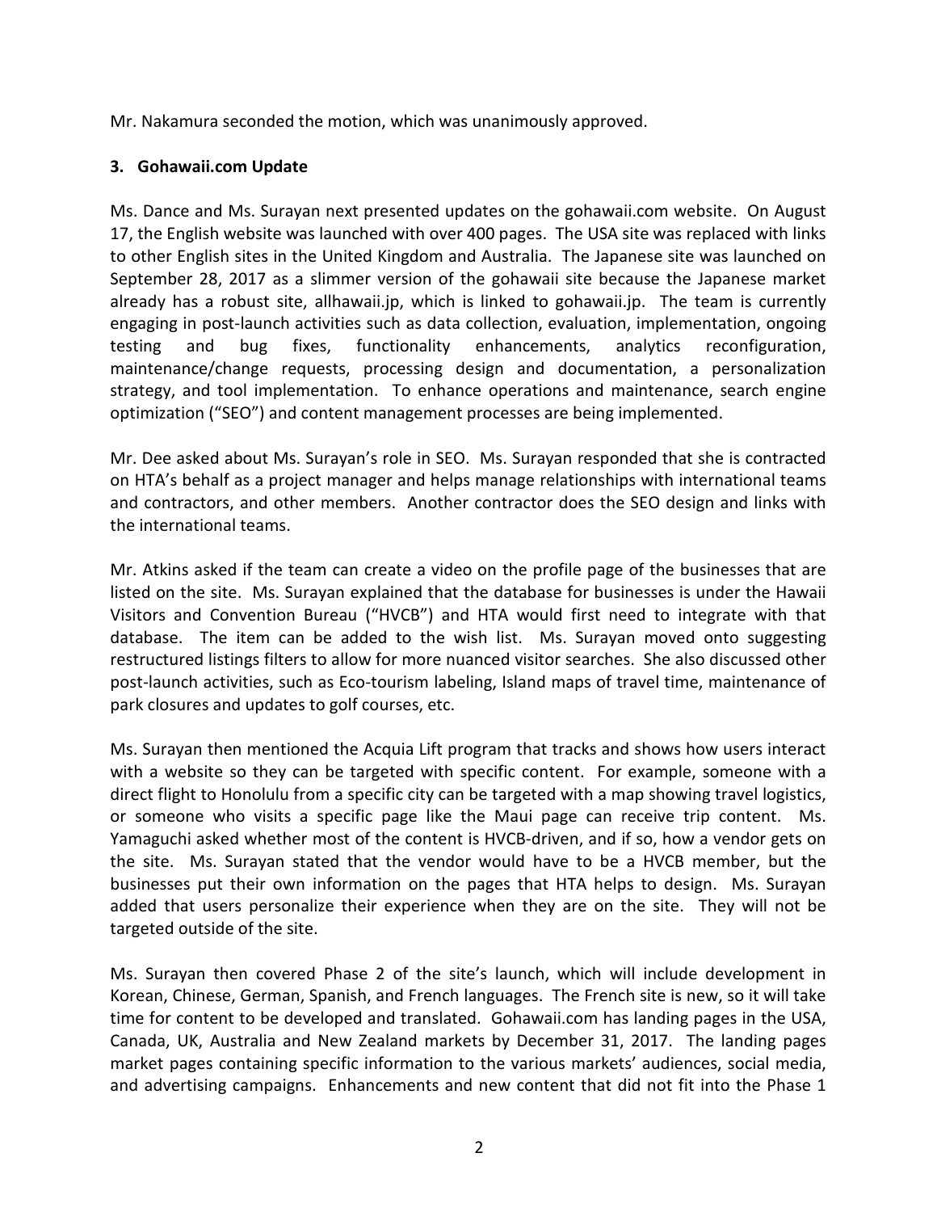Mr. Nakamura seconded the motion, which was unanimously approved.

### 3. Gohawaii.com Update

Ms. Dance and Ms. Surayan next presented updates on the gohawaii.com website. On August 17, the English website was launched with over 400 pages. The USA site was replaced with links to other English sites in the United Kingdom and Australia. The Japanese site was launched on September 28, 2017 as a slimmer version of the gohawaii site because the Japanese market already has a robust site, allhawaii.jp, which is linked to gohawaii.jp. The team is currently engaging in post-launch activities such as data collection, evaluation, implementation, ongoing testing and bug fixes, functionality enhancements, analytics reconfiguration, maintenance/change requests, processing design and documentation, a personalization strategy, and tool implementation. To enhance operations and maintenance, search engine optimization ("SEO") and content management processes are being implemented.

Mr. Dee asked about Ms. Surayan's role in SEO. Ms. Surayan responded that she is contracted on HTA's behalf as a project manager and helps manage relationships with international teams and contractors, and other members. Another contractor does the SEO design and links with the international teams.

Mr. Atkins asked if the team can create a video on the profile page of the businesses that are listed on the site. Ms. Surayan explained that the database for businesses is under the Hawaii Visitors and Convention Bureau ("HVCB") and HTA would first need to integrate with that database. The item can be added to the wish list. Ms. Surayan moved onto suggesting restructured listings filters to allow for more nuanced visitor searches. She also discussed other post-launch activities, such as Eco-tourism labeling, Island maps of travel time, maintenance of park closures and updates to golf courses, etc.

Ms. Surayan then mentioned the Acquia Lift program that tracks and shows how users interact with a website so they can be targeted with specific content. For example, someone with a direct flight to Honolulu from a specific city can be targeted with a map showing travel logistics, or someone who visits a specific page like the Maui page can receive trip content. Ms. Yamaguchi asked whether most of the content is HVCB-driven, and if so, how a vendor gets on the site. Ms. Surayan stated that the vendor would have to be a HVCB member, but the businesses put their own information on the pages that HTA helps to design. Ms. Surayan added that users personalize their experience when they are on the site. They will not be targeted outside of the site.

Ms. Surayan then covered Phase 2 of the site's launch, which will include development in Korean, Chinese, German, Spanish, and French languages. The French site is new, so it will take time for content to be developed and translated. Gohawaii.com has landing pages in the USA, Canada, UK, Australia and New Zealand markets by December 31, 2017. The landing pages market pages containing specific information to the various markets' audiences, social media, and advertising campaigns. Enhancements and new content that did not fit into the Phase 1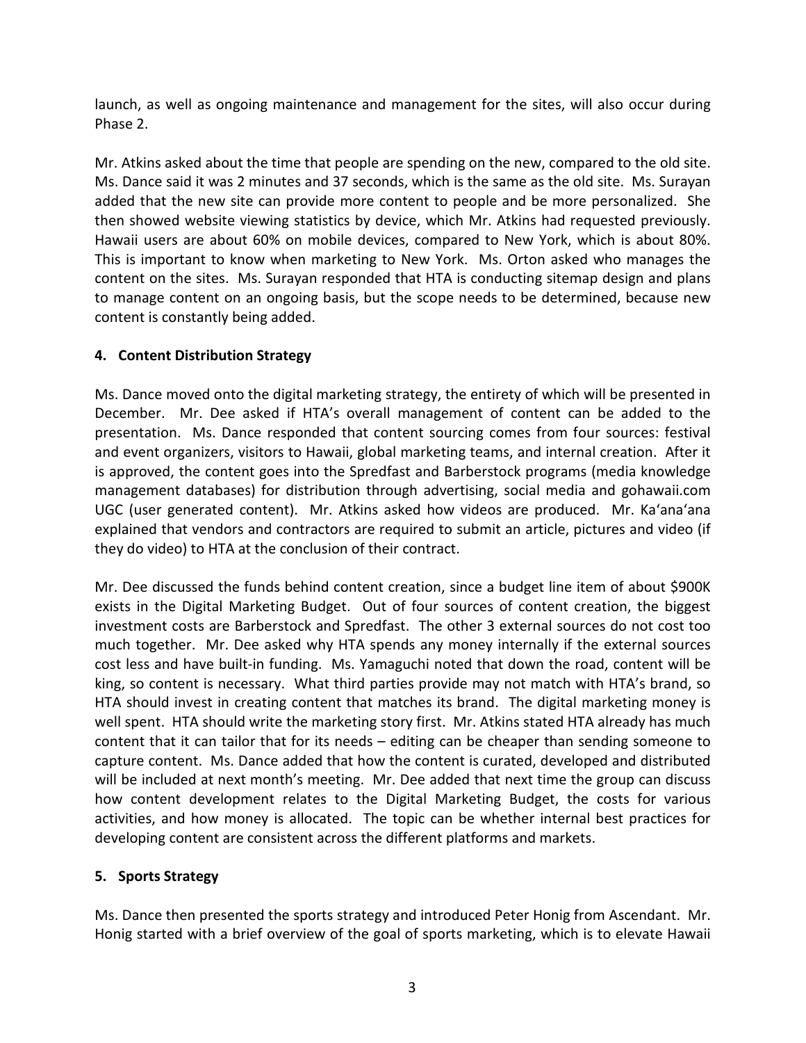launch, as well as ongoing maintenance and management for the sites, will also occur during Phase 2.

Mr. Atkins asked about the time that people are spending on the new, compared to the old site. Ms. Dance said it was 2 minutes and 37 seconds, which is the same as the old site. Ms. Surayan added that the new site can provide more content to people and be more personalized. She then showed website viewing statistics by device, which Mr. Atkins had requested previously. Hawaii users are about 60% on mobile devices, compared to New York, which is about 80%. This is important to know when marketing to New York. Ms. Orton asked who manages the content on the sites. Ms. Surayan responded that HTA is conducting sitemap design and plans to manage content on an ongoing basis, but the scope needs to be determined, because new content is constantly being added.

**4. Content Distribution Strategy**

Ms. Dance moved onto the digital marketing strategy, the entirety of which will be presented in December. Mr. Dee asked if HTA's overall management of content can be added to the presentation. Ms. Dance responded that content sourcing comes from four sources: festival and event organizers, visitors to Hawaii, global marketing teams, and internal creation. After it is approved, the content goes into the Spredfast and Barberstock programs (media knowledge management databases) for distribution through advertising, social media and gohawaii.com UGC (user generated content). Mr. Atkins asked how videos are produced. Mr. Ka'ana'ana explained that vendors and contractors are required to submit an article, pictures and video (if they do video) to HTA at the conclusion of their contract.

Mr. Dee discussed the funds behind content creation, since a budget line item of about $900K exists in the Digital Marketing Budget. Out of four sources of content creation, the biggest investment costs are Barberstock and Spredfast. The other 3 external sources do not cost too much together. Mr. Dee asked why HTA spends any money internally if the external sources cost less and have built-in funding. Ms. Yamaguchi noted that down the road, content will be king, so content is necessary. What third parties provide may not match with HTA's brand, so HTA should invest in creating content that matches its brand. The digital marketing money is well spent. HTA should write the marketing story first. Mr. Atkins stated HTA already has much content that it can tailor that for its needs – editing can be cheaper than sending someone to capture content. Ms. Dance added that how the content is curated, developed and distributed will be included at next month's meeting. Mr. Dee added that next time the group can discuss how content development relates to the Digital Marketing Budget, the costs for various activities, and how money is allocated. The topic can be whether internal best practices for developing content are consistent across the different platforms and markets.

**5. Sports Strategy**

Ms. Dance then presented the sports strategy and introduced Peter Honig from Ascendant. Mr. Honig started with a brief overview of the goal of sports marketing, which is to elevate Hawaii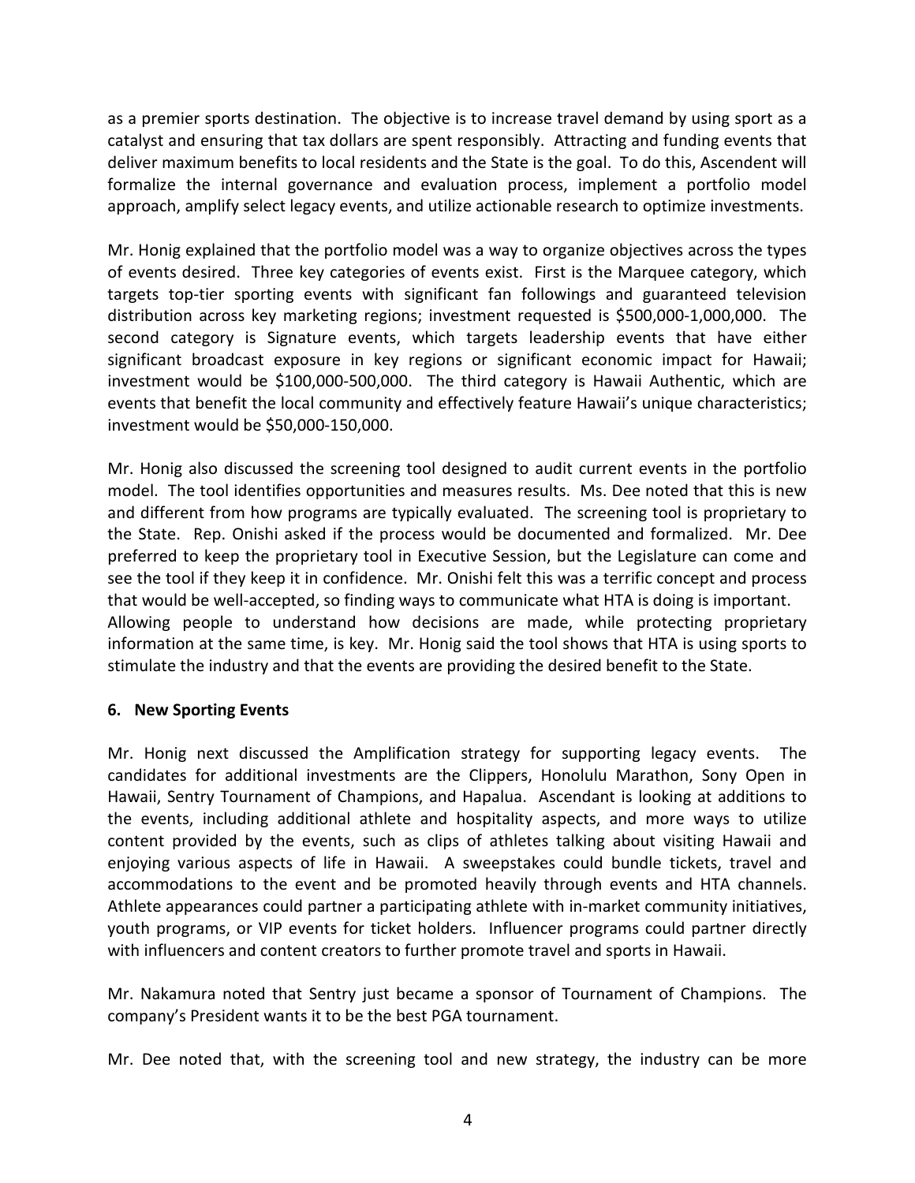as a premier sports destination. The objective is to increase travel demand by using sport as a catalyst and ensuring that tax dollars are spent responsibly. Attracting and funding events that deliver maximum benefits to local residents and the State is the goal. To do this, Ascendent will formalize the internal governance and evaluation process, implement a portfolio model approach, amplify select legacy events, and utilize actionable research to optimize investments.

Mr. Honig explained that the portfolio model was a way to organize objectives across the types of events desired. Three key categories of events exist. First is the Marquee category, which targets top-tier sporting events with significant fan followings and guaranteed television distribution across key marketing regions; investment requested is $500,000-1,000,000. The second category is Signature events, which targets leadership events that have either significant broadcast exposure in key regions or significant economic impact for Hawaii; investment would be $100,000-500,000. The third category is Hawaii Authentic, which are events that benefit the local community and effectively feature Hawaii's unique characteristics; investment would be $50,000-150,000.

Mr. Honig also discussed the screening tool designed to audit current events in the portfolio model. The tool identifies opportunities and measures results. Ms. Dee noted that this is new and different from how programs are typically evaluated. The screening tool is proprietary to the State. Rep. Onishi asked if the process would be documented and formalized. Mr. Dee preferred to keep the proprietary tool in Executive Session, but the Legislature can come and see the tool if they keep it in confidence. Mr. Onishi felt this was a terrific concept and process that would be well-accepted, so finding ways to communicate what HTA is doing is important. Allowing people to understand how decisions are made, while protecting proprietary information at the same time, is key. Mr. Honig said the tool shows that HTA is using sports to stimulate the industry and that the events are providing the desired benefit to the State.

**6. New Sporting Events**

Mr. Honig next discussed the Amplification strategy for supporting legacy events. The candidates for additional investments are the Clippers, Honolulu Marathon, Sony Open in Hawaii, Sentry Tournament of Champions, and Hapalua. Ascendant is looking at additions to the events, including additional athlete and hospitality aspects, and more ways to utilize content provided by the events, such as clips of athletes talking about visiting Hawaii and enjoying various aspects of life in Hawaii. A sweepstakes could bundle tickets, travel and accommodations to the event and be promoted heavily through events and HTA channels. Athlete appearances could partner a participating athlete with in-market community initiatives, youth programs, or VIP events for ticket holders. Influencer programs could partner directly with influencers and content creators to further promote travel and sports in Hawaii.

Mr. Nakamura noted that Sentry just became a sponsor of Tournament of Champions. The company's President wants it to be the best PGA tournament.

Mr. Dee noted that, with the screening tool and new strategy, the industry can be more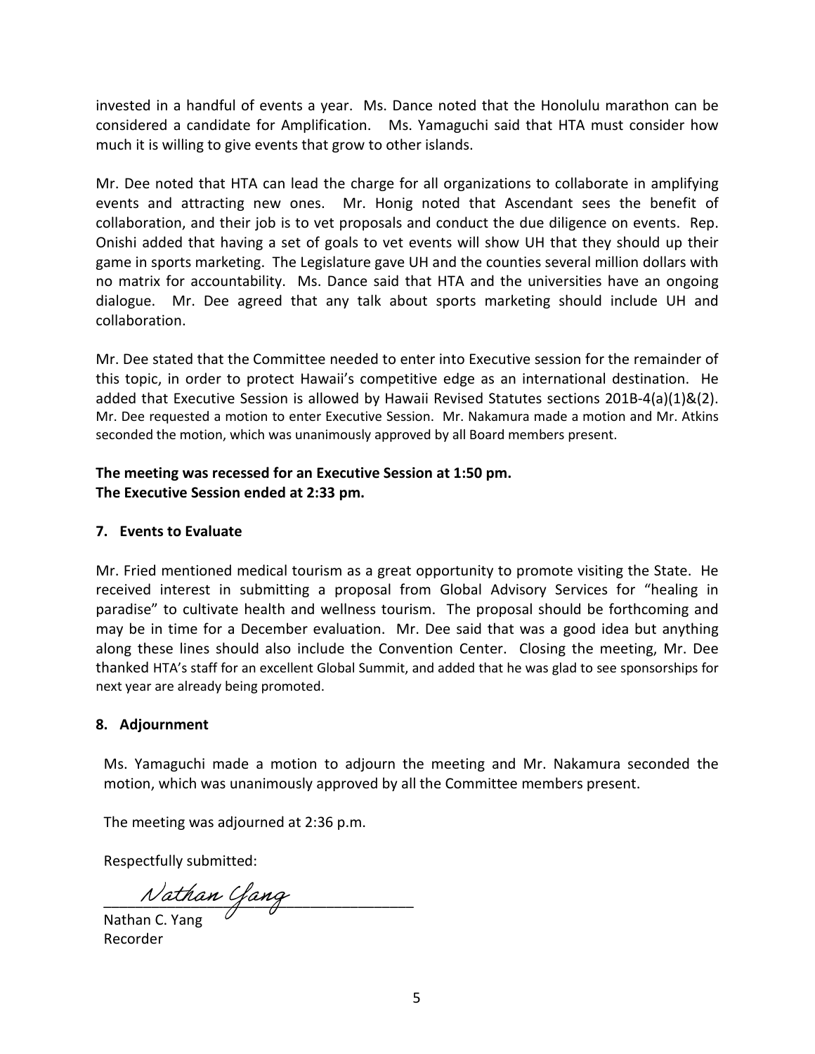invested in a handful of events a year. Ms. Dance noted that the Honolulu marathon can be considered a candidate for Amplification. Ms. Yamaguchi said that HTA must consider how much it is willing to give events that grow to other islands.

Mr. Dee noted that HTA can lead the charge for all organizations to collaborate in amplifying events and attracting new ones. Mr. Honig noted that Ascendant sees the benefit of collaboration, and their job is to vet proposals and conduct the due diligence on events. Rep. Onishi added that having a set of goals to vet events will show UH that they should up their game in sports marketing. The Legislature gave UH and the counties several million dollars with no matrix for accountability. Ms. Dance said that HTA and the universities have an ongoing dialogue. Mr. Dee agreed that any talk about sports marketing should include UH and collaboration.

Mr. Dee stated that the Committee needed to enter into Executive session for the remainder of this topic, in order to protect Hawaii's competitive edge as an international destination. He added that Executive Session is allowed by Hawaii Revised Statutes sections 201B-4(a)(1)&(2). Mr. Dee requested a motion to enter Executive Session. Mr. Nakamura made a motion and Mr. Atkins seconded the motion, which was unanimously approved by all Board members present.

**The meeting was recessed for an Executive Session at 1:50 pm.**
**The Executive Session ended at 2:33 pm.**

**7. Events to Evaluate**

Mr. Fried mentioned medical tourism as a great opportunity to promote visiting the State. He received interest in submitting a proposal from Global Advisory Services for "healing in paradise" to cultivate health and wellness tourism. The proposal should be forthcoming and may be in time for a December evaluation. Mr. Dee said that was a good idea but anything along these lines should also include the Convention Center. Closing the meeting, Mr. Dee thanked HTA's staff for an excellent Global Summit, and added that he was glad to see sponsorships for next year are already being promoted.

**8. Adjournment**

Ms. Yamaguchi made a motion to adjourn the meeting and Mr. Nakamura seconded the motion, which was unanimously approved by all the Committee members present.

The meeting was adjourned at 2:36 p.m.

Respectfully submitted:

Nathan Yang
______________________________
Nathan C. Yang
Recorder